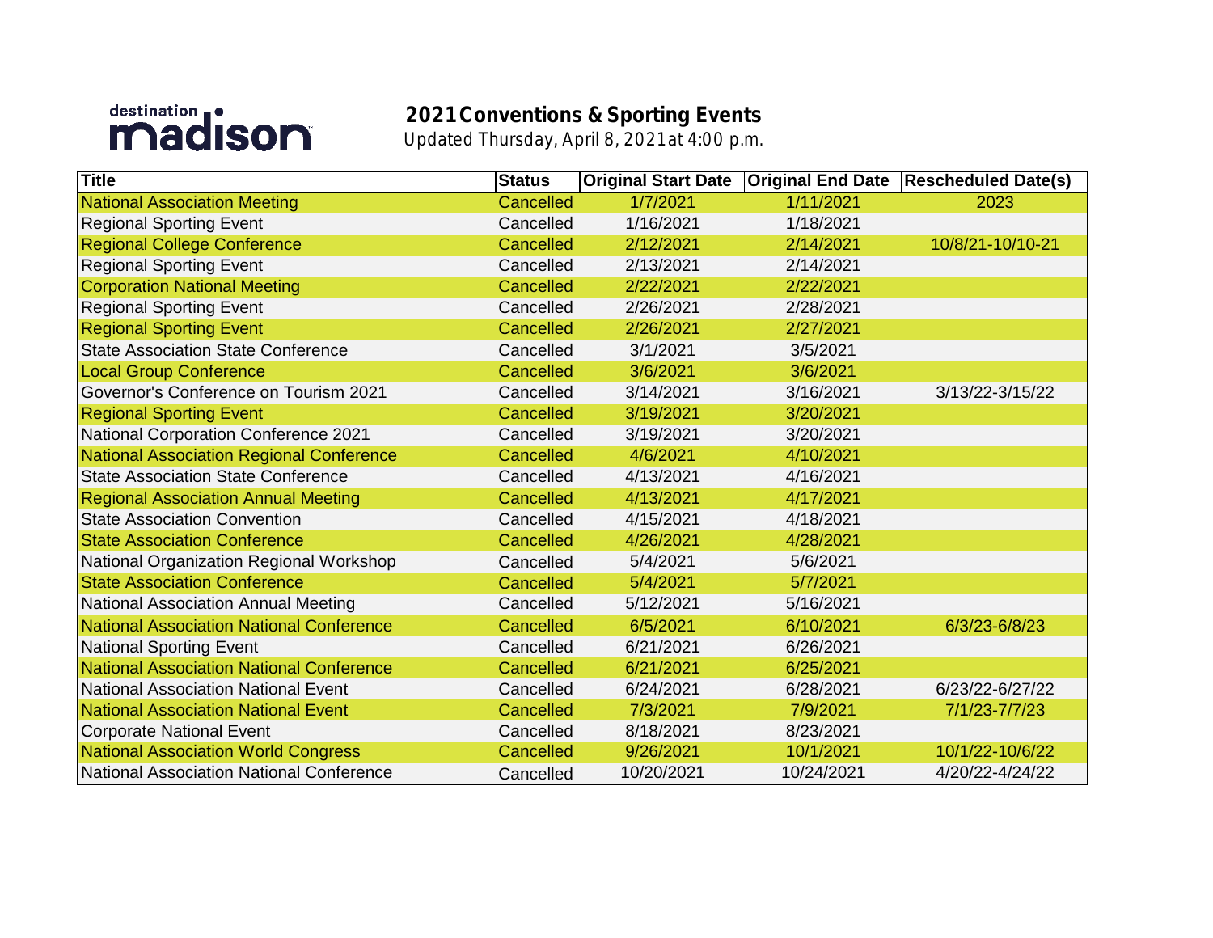destination madison

# 2021 Conventions & Sporting Events

*Updated Thursday, April 8, 2021 at 4:00 p.m.*

| Title | Status | Original Start Date | Original End Date | Rescheduled Date(s) |
|---|---|---|---|---|
| National Association Meeting | Cancelled | 1/7/2021 | 1/11/2021 | 2023 |
| Regional Sporting Event | Cancelled | 1/16/2021 | 1/18/2021 | |
| Regional College Conference | Cancelled | 2/12/2021 | 2/14/2021 | 10/8/21-10/10-21 |
| Regional Sporting Event | Cancelled | 2/13/2021 | 2/14/2021 | |
| Corporation National Meeting | Cancelled | 2/22/2021 | 2/22/2021 | |
| Regional Sporting Event | Cancelled | 2/26/2021 | 2/28/2021 | |
| Regional Sporting Event | Cancelled | 2/26/2021 | 2/27/2021 | |
| State Association State Conference | Cancelled | 3/1/2021 | 3/5/2021 | |
| Local Group Conference | Cancelled | 3/6/2021 | 3/6/2021 | |
| Governor's Conference on Tourism 2021 | Cancelled | 3/14/2021 | 3/16/2021 | 3/13/22-3/15/22 |
| Regional Sporting Event | Cancelled | 3/19/2021 | 3/20/2021 | |
| National Corporation Conference 2021 | Cancelled | 3/19/2021 | 3/20/2021 | |
| National Association Regional Conference | Cancelled | 4/6/2021 | 4/10/2021 | |
| State Association State Conference | Cancelled | 4/13/2021 | 4/16/2021 | |
| Regional Association Annual Meeting | Cancelled | 4/13/2021 | 4/17/2021 | |
| State Association Convention | Cancelled | 4/15/2021 | 4/18/2021 | |
| State Association Conference | Cancelled | 4/26/2021 | 4/28/2021 | |
| National Organization Regional Workshop | Cancelled | 5/4/2021 | 5/6/2021 | |
| State Association Conference | Cancelled | 5/4/2021 | 5/7/2021 | |
| National Association Annual Meeting | Cancelled | 5/12/2021 | 5/16/2021 | |
| National Association National Conference | Cancelled | 6/5/2021 | 6/10/2021 | 6/3/23-6/8/23 |
| National Sporting Event | Cancelled | 6/21/2021 | 6/26/2021 | |
| National Association National Conference | Cancelled | 6/21/2021 | 6/25/2021 | |
| National Association National Event | Cancelled | 6/24/2021 | 6/28/2021 | 6/23/22-6/27/22 |
| National Association National Event | Cancelled | 7/3/2021 | 7/9/2021 | 7/1/23-7/7/23 |
| Corporate National Event | Cancelled | 8/18/2021 | 8/23/2021 | |
| National Association World Congress | Cancelled | 9/26/2021 | 10/1/2021 | 10/1/22-10/6/22 |
| National Association National Conference | Cancelled | 10/20/2021 | 10/24/2021 | 4/20/22-4/24/22 |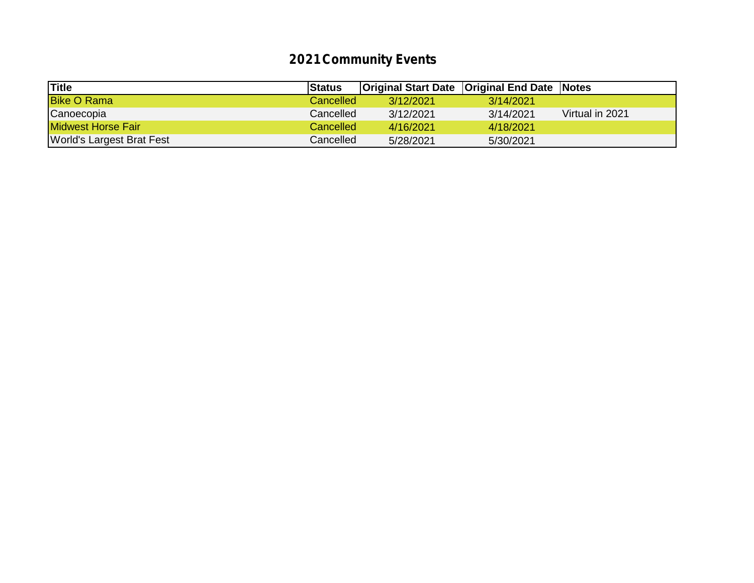## 2021 Community Events

| Title | Status | Original Start Date | Original End Date | Notes |
|---|---|---|---|---|
| Bike O Rama | Cancelled | 3/12/2021 | 3/14/2021 | |
| Canoecopia | Cancelled | 3/12/2021 | 3/14/2021 | Virtual in 2021 |
| Midwest Horse Fair | Cancelled | 4/16/2021 | 4/18/2021 | |
| World's Largest Brat Fest | Cancelled | 5/28/2021 | 5/30/2021 | |